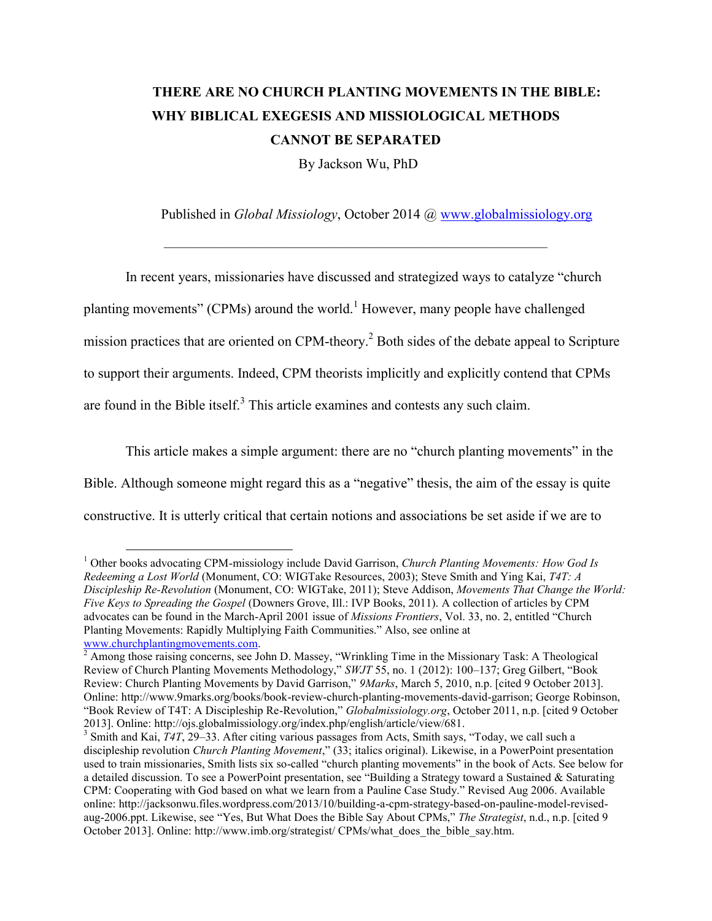# THERE ARE NO CHURCH PLANTING MOVEMENTS IN THE BIBLE: WHY BIBLICAL EXEGESIS AND MISSIOLOGICAL METHODS CANNOT BE SEPARATED

By Jackson Wu, PhD

Published in *Global Missiology*, October 2014 @ www.globalmissiology.org

---

In recent years, missionaries have discussed and strategized ways to catalyze "church planting movements" (CPMs) around the world.[1] However, many people have challenged mission practices that are oriented on CPM-theory.[2] Both sides of the debate appeal to Scripture to support their arguments. Indeed, CPM theorists implicitly and explicitly contend that CPMs are found in the Bible itself.[3] This article examines and contests any such claim.

This article makes a simple argument: there are no "church planting movements" in the Bible. Although someone might regard this as a "negative" thesis, the aim of the essay is quite constructive. It is utterly critical that certain notions and associations be set aside if we are to

---

[1] Other books advocating CPM-missiology include David Garrison, *Church Planting Movements: How God Is Redeeming a Lost World* (Monument, CO: WIGTake Resources, 2003); Steve Smith and Ying Kai, *T4T: A Discipleship Re-Revolution* (Monument, CO: WIGTake, 2011); Steve Addison, *Movements That Change the World: Five Keys to Spreading the Gospel* (Downers Grove, Ill.: IVP Books, 2011). A collection of articles by CPM advocates can be found in the March-April 2001 issue of *Missions Frontiers*, Vol. 33, no. 2, entitled "Church Planting Movements: Rapidly Multiplying Faith Communities." Also, see online at www.churchplantingmovements.com.

[2] Among those raising concerns, see John D. Massey, "Wrinkling Time in the Missionary Task: A Theological Review of Church Planting Movements Methodology," *SWJT* 55, no. 1 (2012): 100–137; Greg Gilbert, "Book Review: Church Planting Movements by David Garrison," *9Marks*, March 5, 2010, n.p. [cited 9 October 2013]. Online: http://www.9marks.org/books/book-review-church-planting-movements-david-garrison; George Robinson, "Book Review of T4T: A Discipleship Re-Revolution," *Globalmissiology.org*, October 2011, n.p. [cited 9 October 2013]. Online: http://ojs.globalmissiology.org/index.php/english/article/view/681.

[3] Smith and Kai, *T4T*, 29–33. After citing various passages from Acts, Smith says, "Today, we call such a discipleship revolution *Church Planting Movement*," (33; italics original). Likewise, in a PowerPoint presentation used to train missionaries, Smith lists six so-called "church planting movements" in the book of Acts. See below for a detailed discussion. To see a PowerPoint presentation, see "Building a Strategy toward a Sustained & Saturating CPM: Cooperating with God based on what we learn from a Pauline Case Study." Revised Aug 2006. Available online: http://jacksonwu.files.wordpress.com/2013/10/building-a-cpm-strategy-based-on-pauline-model-revised-aug-2006.ppt. Likewise, see "Yes, But What Does the Bible Say About CPMs," *The Strategist*, n.d., n.p. [cited 9 October 2013]. Online: http://www.imb.org/strategist/ CPMs/what_does_the_bible_say.htm.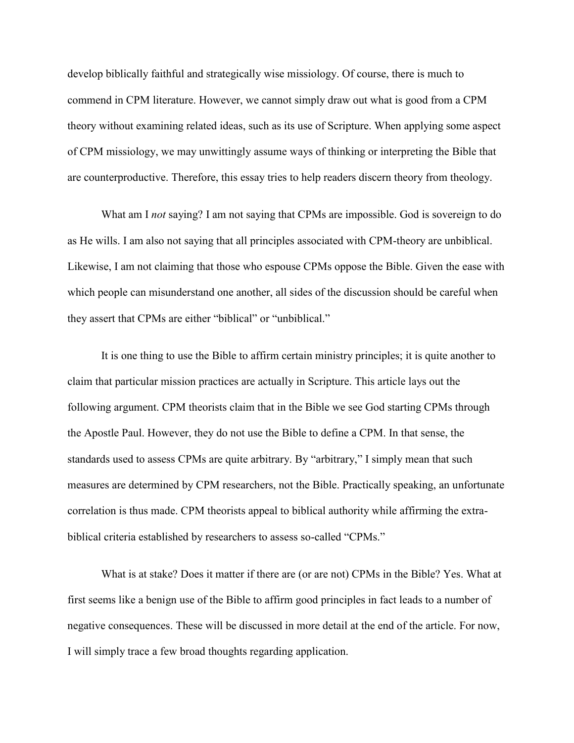develop biblically faithful and strategically wise missiology. Of course, there is much to commend in CPM literature. However, we cannot simply draw out what is good from a CPM theory without examining related ideas, such as its use of Scripture. When applying some aspect of CPM missiology, we may unwittingly assume ways of thinking or interpreting the Bible that are counterproductive. Therefore, this essay tries to help readers discern theory from theology.

What am I *not* saying? I am not saying that CPMs are impossible. God is sovereign to do as He wills. I am also not saying that all principles associated with CPM-theory are unbiblical. Likewise, I am not claiming that those who espouse CPMs oppose the Bible. Given the ease with which people can misunderstand one another, all sides of the discussion should be careful when they assert that CPMs are either "biblical" or "unbiblical."

It is one thing to use the Bible to affirm certain ministry principles; it is quite another to claim that particular mission practices are actually in Scripture. This article lays out the following argument. CPM theorists claim that in the Bible we see God starting CPMs through the Apostle Paul. However, they do not use the Bible to define a CPM. In that sense, the standards used to assess CPMs are quite arbitrary. By "arbitrary," I simply mean that such measures are determined by CPM researchers, not the Bible. Practically speaking, an unfortunate correlation is thus made. CPM theorists appeal to biblical authority while affirming the extra-biblical criteria established by researchers to assess so-called "CPMs."

What is at stake? Does it matter if there are (or are not) CPMs in the Bible? Yes. What at first seems like a benign use of the Bible to affirm good principles in fact leads to a number of negative consequences. These will be discussed in more detail at the end of the article. For now, I will simply trace a few broad thoughts regarding application.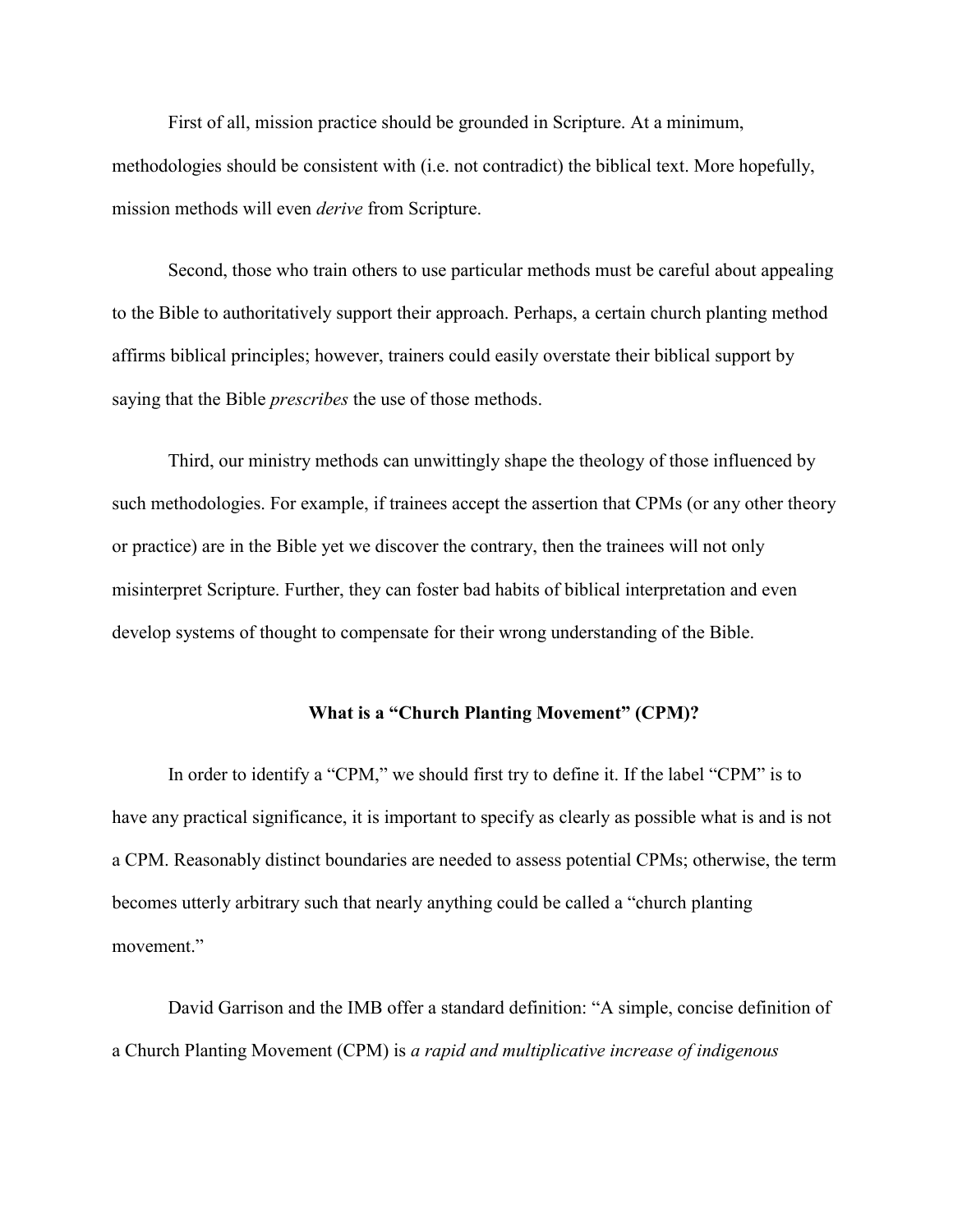First of all, mission practice should be grounded in Scripture. At a minimum, methodologies should be consistent with (i.e. not contradict) the biblical text. More hopefully, mission methods will even *derive* from Scripture.

Second, those who train others to use particular methods must be careful about appealing to the Bible to authoritatively support their approach. Perhaps, a certain church planting method affirms biblical principles; however, trainers could easily overstate their biblical support by saying that the Bible *prescribes* the use of those methods.

Third, our ministry methods can unwittingly shape the theology of those influenced by such methodologies. For example, if trainees accept the assertion that CPMs (or any other theory or practice) are in the Bible yet we discover the contrary, then the trainees will not only misinterpret Scripture. Further, they can foster bad habits of biblical interpretation and even develop systems of thought to compensate for their wrong understanding of the Bible.

### What is a "Church Planting Movement" (CPM)?

In order to identify a "CPM," we should first try to define it. If the label "CPM" is to have any practical significance, it is important to specify as clearly as possible what is and is not a CPM. Reasonably distinct boundaries are needed to assess potential CPMs; otherwise, the term becomes utterly arbitrary such that nearly anything could be called a "church planting movement."

David Garrison and the IMB offer a standard definition: "A simple, concise definition of a Church Planting Movement (CPM) is *a rapid and multiplicative increase of indigenous*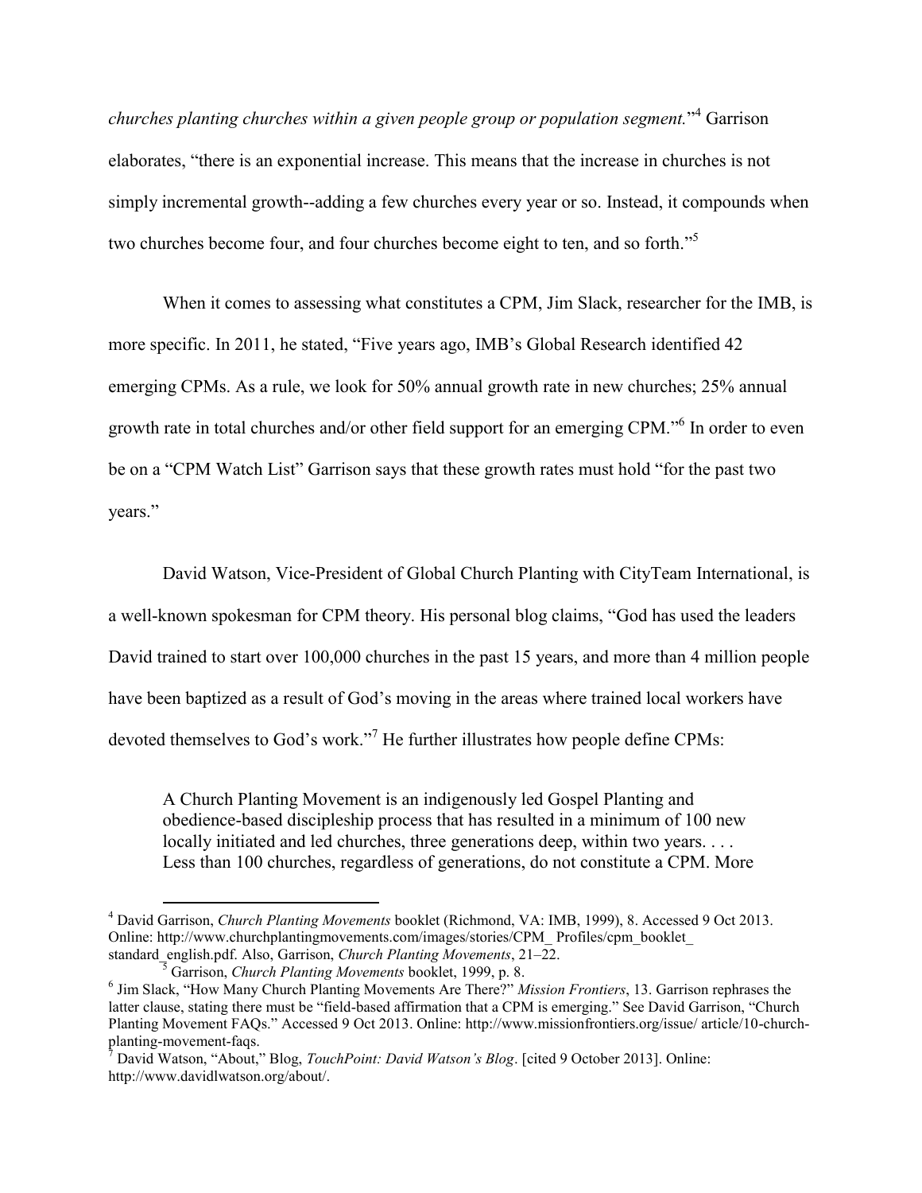*churches planting churches within a given people group or population segment.*"[4] Garrison elaborates, "there is an exponential increase. This means that the increase in churches is not simply incremental growth--adding a few churches every year or so. Instead, it compounds when two churches become four, and four churches become eight to ten, and so forth."[5]

When it comes to assessing what constitutes a CPM, Jim Slack, researcher for the IMB, is more specific. In 2011, he stated, "Five years ago, IMB's Global Research identified 42 emerging CPMs. As a rule, we look for 50% annual growth rate in new churches; 25% annual growth rate in total churches and/or other field support for an emerging CPM."[6] In order to even be on a "CPM Watch List" Garrison says that these growth rates must hold "for the past two years."

David Watson, Vice-President of Global Church Planting with CityTeam International, is a well-known spokesman for CPM theory. His personal blog claims, "God has used the leaders David trained to start over 100,000 churches in the past 15 years, and more than 4 million people have been baptized as a result of God's moving in the areas where trained local workers have devoted themselves to God's work."[7] He further illustrates how people define CPMs:

> A Church Planting Movement is an indigenously led Gospel Planting and obedience-based discipleship process that has resulted in a minimum of 100 new locally initiated and led churches, three generations deep, within two years. . . . Less than 100 churches, regardless of generations, do not constitute a CPM. More

---

[4] David Garrison, *Church Planting Movements* booklet (Richmond, VA: IMB, 1999), 8. Accessed 9 Oct 2013. Online: http://www.churchplantingmovements.com/images/stories/CPM_ Profiles/cpm_booklet_ standard_english.pdf. Also, Garrison, *Church Planting Movements*, 21–22.

[5] Garrison, *Church Planting Movements* booklet, 1999, p. 8.

[6] Jim Slack, "How Many Church Planting Movements Are There?" *Mission Frontiers*, 13. Garrison rephrases the latter clause, stating there must be "field-based affirmation that a CPM is emerging." See David Garrison, "Church Planting Movement FAQs." Accessed 9 Oct 2013. Online: http://www.missionfrontiers.org/issue/ article/10-church-planting-movement-faqs.

[7] David Watson, "About," Blog, *TouchPoint: David Watson's Blog*. [cited 9 October 2013]. Online: http://www.davidlwatson.org/about/.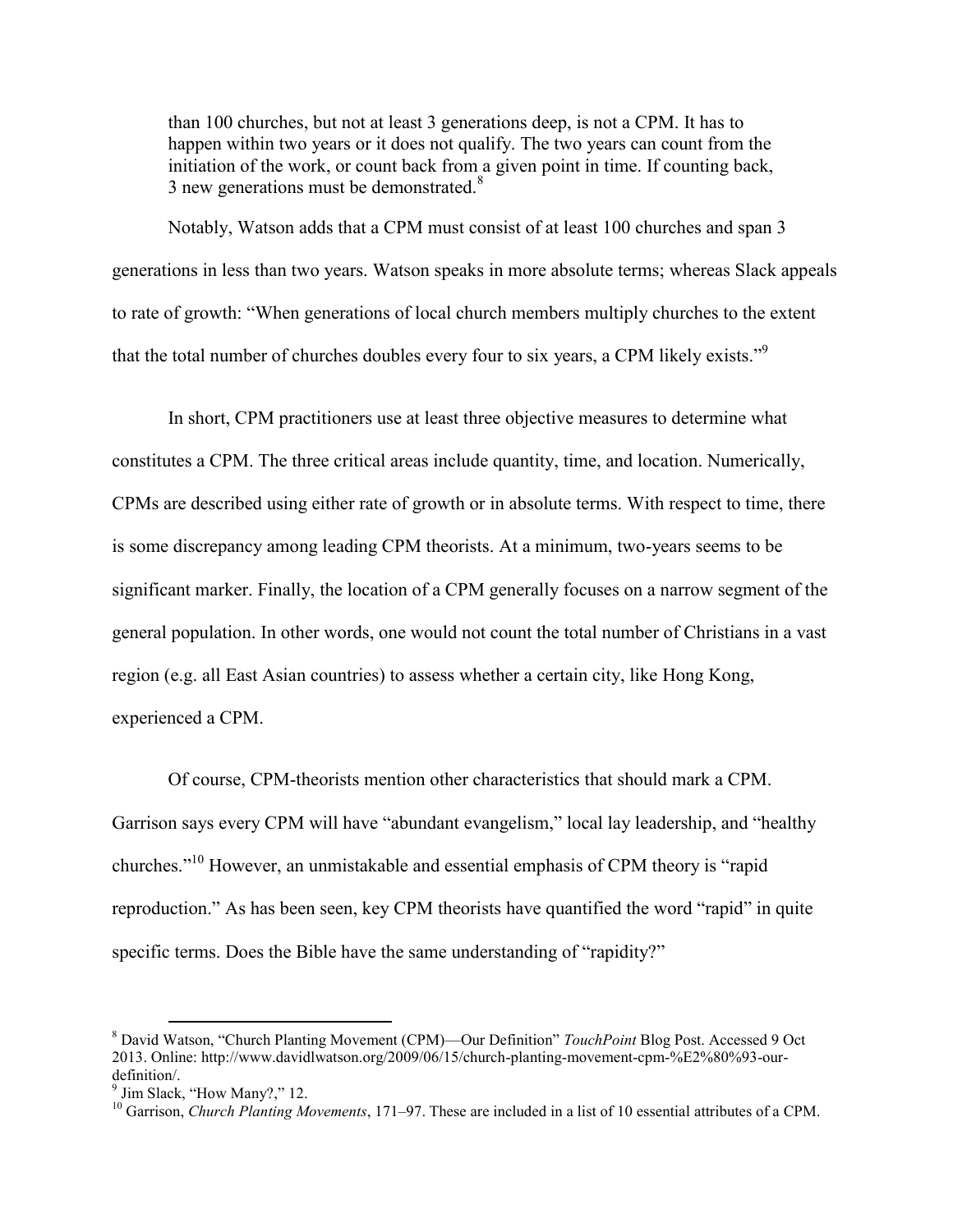> than 100 churches, but not at least 3 generations deep, is not a CPM. It has to happen within two years or it does not qualify. The two years can count from the initiation of the work, or count back from a given point in time. If counting back, 3 new generations must be demonstrated.[8]

Notably, Watson adds that a CPM must consist of at least 100 churches and span 3 generations in less than two years. Watson speaks in more absolute terms; whereas Slack appeals to rate of growth: "When generations of local church members multiply churches to the extent that the total number of churches doubles every four to six years, a CPM likely exists."[9]

In short, CPM practitioners use at least three objective measures to determine what constitutes a CPM. The three critical areas include quantity, time, and location. Numerically, CPMs are described using either rate of growth or in absolute terms. With respect to time, there is some discrepancy among leading CPM theorists. At a minimum, two-years seems to be significant marker. Finally, the location of a CPM generally focuses on a narrow segment of the general population. In other words, one would not count the total number of Christians in a vast region (e.g. all East Asian countries) to assess whether a certain city, like Hong Kong, experienced a CPM.

Of course, CPM-theorists mention other characteristics that should mark a CPM. Garrison says every CPM will have "abundant evangelism," local lay leadership, and "healthy churches."[10] However, an unmistakable and essential emphasis of CPM theory is "rapid reproduction." As has been seen, key CPM theorists have quantified the word "rapid" in quite specific terms. Does the Bible have the same understanding of "rapidity?"

---

[8] David Watson, "Church Planting Movement (CPM)—Our Definition" *TouchPoint* Blog Post. Accessed 9 Oct 2013. Online: http://www.davidlwatson.org/2009/06/15/church-planting-movement-cpm-%E2%80%93-our-definition/.

[9] Jim Slack, "How Many?," 12.

[10] Garrison, *Church Planting Movements*, 171–97. These are included in a list of 10 essential attributes of a CPM.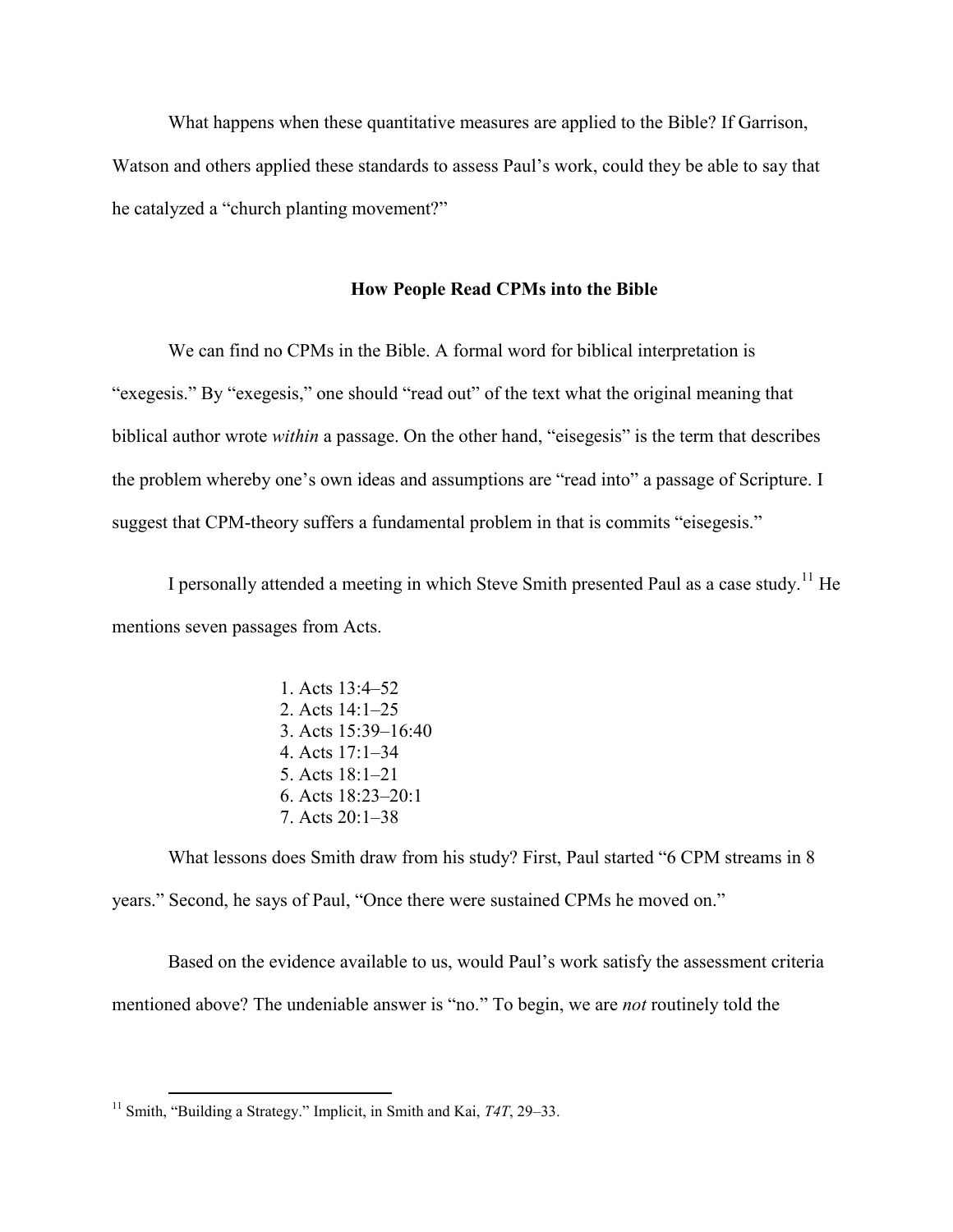What happens when these quantitative measures are applied to the Bible? If Garrison, Watson and others applied these standards to assess Paul's work, could they be able to say that he catalyzed a "church planting movement?"

## How People Read CPMs into the Bible

We can find no CPMs in the Bible. A formal word for biblical interpretation is "exegesis." By "exegesis," one should "read out" of the text what the original meaning that biblical author wrote *within* a passage. On the other hand, "eisegesis" is the term that describes the problem whereby one's own ideas and assumptions are "read into" a passage of Scripture. I suggest that CPM-theory suffers a fundamental problem in that is commits "eisegesis."

I personally attended a meeting in which Steve Smith presented Paul as a case study.[11] He mentions seven passages from Acts.

1. Acts 13:4–52
2. Acts 14:1–25
3. Acts 15:39–16:40
4. Acts 17:1–34
5. Acts 18:1–21
6. Acts 18:23–20:1
7. Acts 20:1–38

What lessons does Smith draw from his study? First, Paul started "6 CPM streams in 8 years." Second, he says of Paul, "Once there were sustained CPMs he moved on."

Based on the evidence available to us, would Paul's work satisfy the assessment criteria mentioned above? The undeniable answer is "no." To begin, we are *not* routinely told the

[11] Smith, "Building a Strategy." Implicit, in Smith and Kai, *T4T*, 29–33.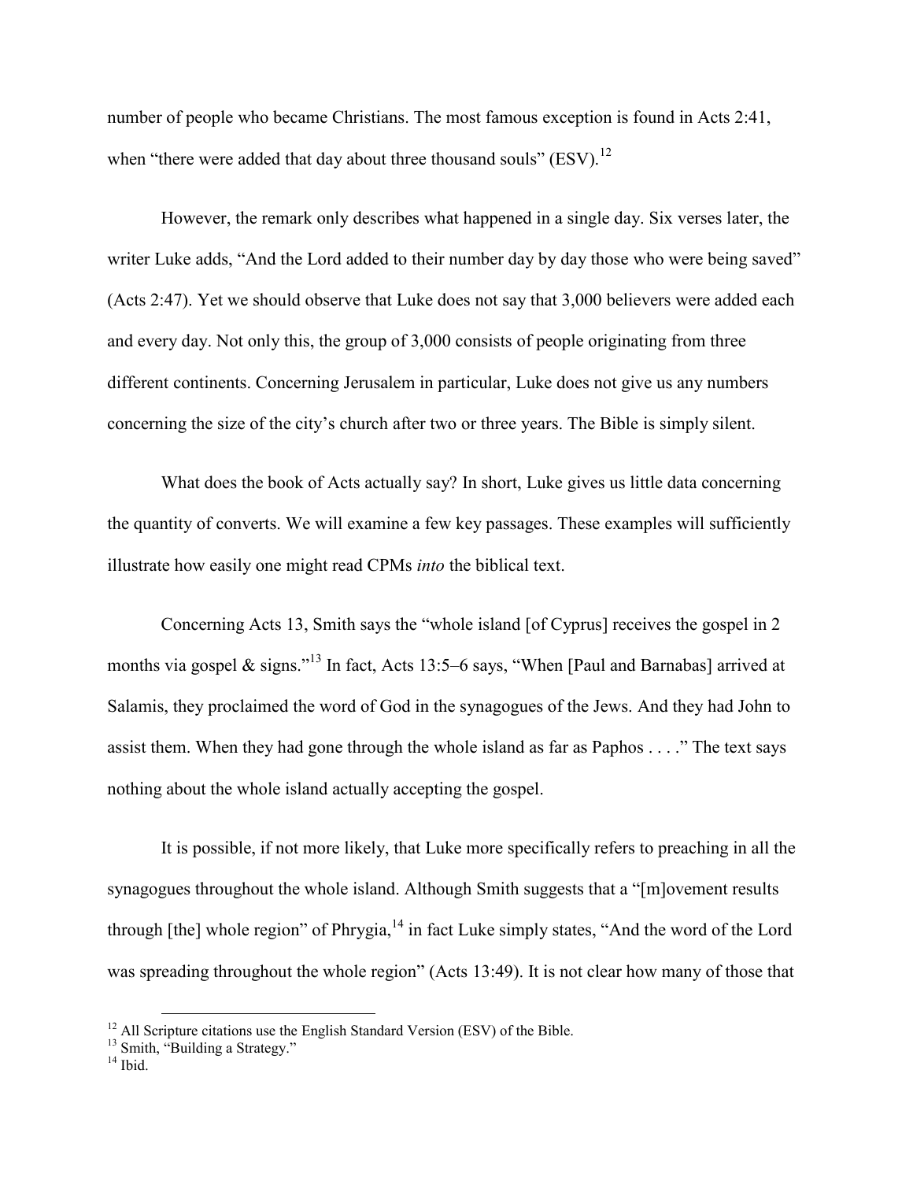number of people who became Christians. The most famous exception is found in Acts 2:41, when "there were added that day about three thousand souls" (ESV).[12]

However, the remark only describes what happened in a single day. Six verses later, the writer Luke adds, "And the Lord added to their number day by day those who were being saved" (Acts 2:47). Yet we should observe that Luke does not say that 3,000 believers were added each and every day. Not only this, the group of 3,000 consists of people originating from three different continents. Concerning Jerusalem in particular, Luke does not give us any numbers concerning the size of the city's church after two or three years. The Bible is simply silent.

What does the book of Acts actually say? In short, Luke gives us little data concerning the quantity of converts. We will examine a few key passages. These examples will sufficiently illustrate how easily one might read CPMs *into* the biblical text.

Concerning Acts 13, Smith says the "whole island [of Cyprus] receives the gospel in 2 months via gospel & signs."[13] In fact, Acts 13:5–6 says, "When [Paul and Barnabas] arrived at Salamis, they proclaimed the word of God in the synagogues of the Jews. And they had John to assist them. When they had gone through the whole island as far as Paphos . . . ." The text says nothing about the whole island actually accepting the gospel.

It is possible, if not more likely, that Luke more specifically refers to preaching in all the synagogues throughout the whole island. Although Smith suggests that a "[m]ovement results through [the] whole region" of Phrygia,[14] in fact Luke simply states, "And the word of the Lord was spreading throughout the whole region" (Acts 13:49). It is not clear how many of those that

---

[12] All Scripture citations use the English Standard Version (ESV) of the Bible.

[13] Smith, "Building a Strategy."

[14] Ibid.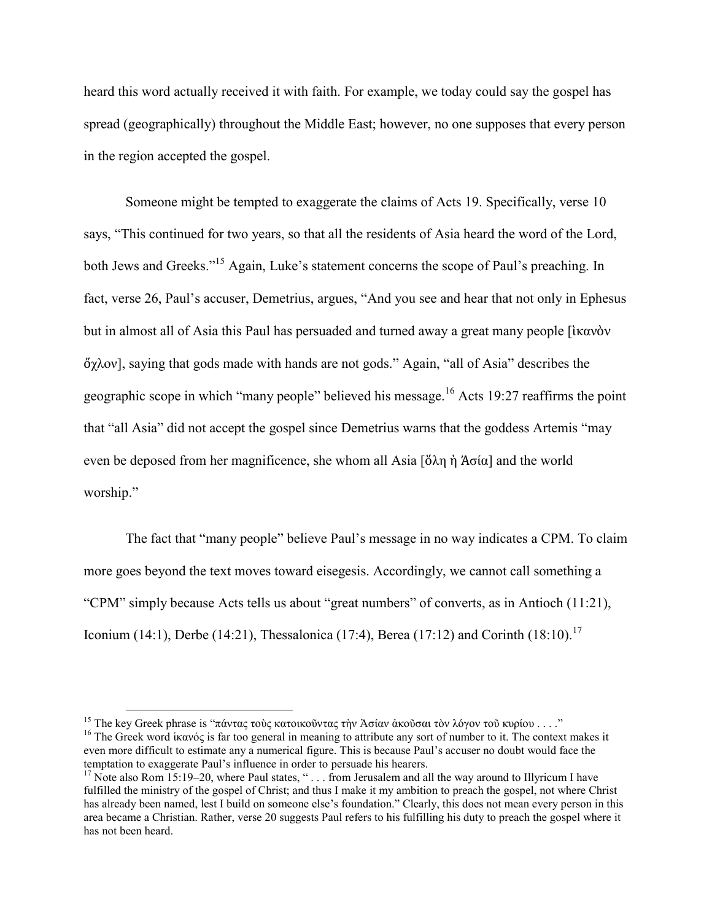heard this word actually received it with faith. For example, we today could say the gospel has spread (geographically) throughout the Middle East; however, no one supposes that every person in the region accepted the gospel.

Someone might be tempted to exaggerate the claims of Acts 19. Specifically, verse 10 says, "This continued for two years, so that all the residents of Asia heard the word of the Lord, both Jews and Greeks."[15] Again, Luke's statement concerns the scope of Paul's preaching. In fact, verse 26, Paul's accuser, Demetrius, argues, "And you see and hear that not only in Ephesus but in almost all of Asia this Paul has persuaded and turned away a great many people [ἱκανὸν ὄχλον], saying that gods made with hands are not gods." Again, "all of Asia" describes the geographic scope in which "many people" believed his message.[16] Acts 19:27 reaffirms the point that "all Asia" did not accept the gospel since Demetrius warns that the goddess Artemis "may even be deposed from her magnificence, she whom all Asia [ὅλη ἡ Ἀσία] and the world worship."

The fact that "many people" believe Paul's message in no way indicates a CPM. To claim more goes beyond the text moves toward eisegesis. Accordingly, we cannot call something a "CPM" simply because Acts tells us about "great numbers" of converts, as in Antioch (11:21), Iconium (14:1), Derbe (14:21), Thessalonica (17:4), Berea (17:12) and Corinth (18:10).[17]

---

[15] The key Greek phrase is "πάντας τοὺς κατοικοῦντας τὴν Ἀσίαν ἀκοῦσαι τὸν λόγον τοῦ κυρίου . . . ."

[16] The Greek word ἱκανός is far too general in meaning to attribute any sort of number to it. The context makes it even more difficult to estimate any a numerical figure. This is because Paul's accuser no doubt would face the temptation to exaggerate Paul's influence in order to persuade his hearers.

[17] Note also Rom 15:19–20, where Paul states, " . . . from Jerusalem and all the way around to Illyricum I have fulfilled the ministry of the gospel of Christ; and thus I make it my ambition to preach the gospel, not where Christ has already been named, lest I build on someone else's foundation." Clearly, this does not mean every person in this area became a Christian. Rather, verse 20 suggests Paul refers to his fulfilling his duty to preach the gospel where it has not been heard.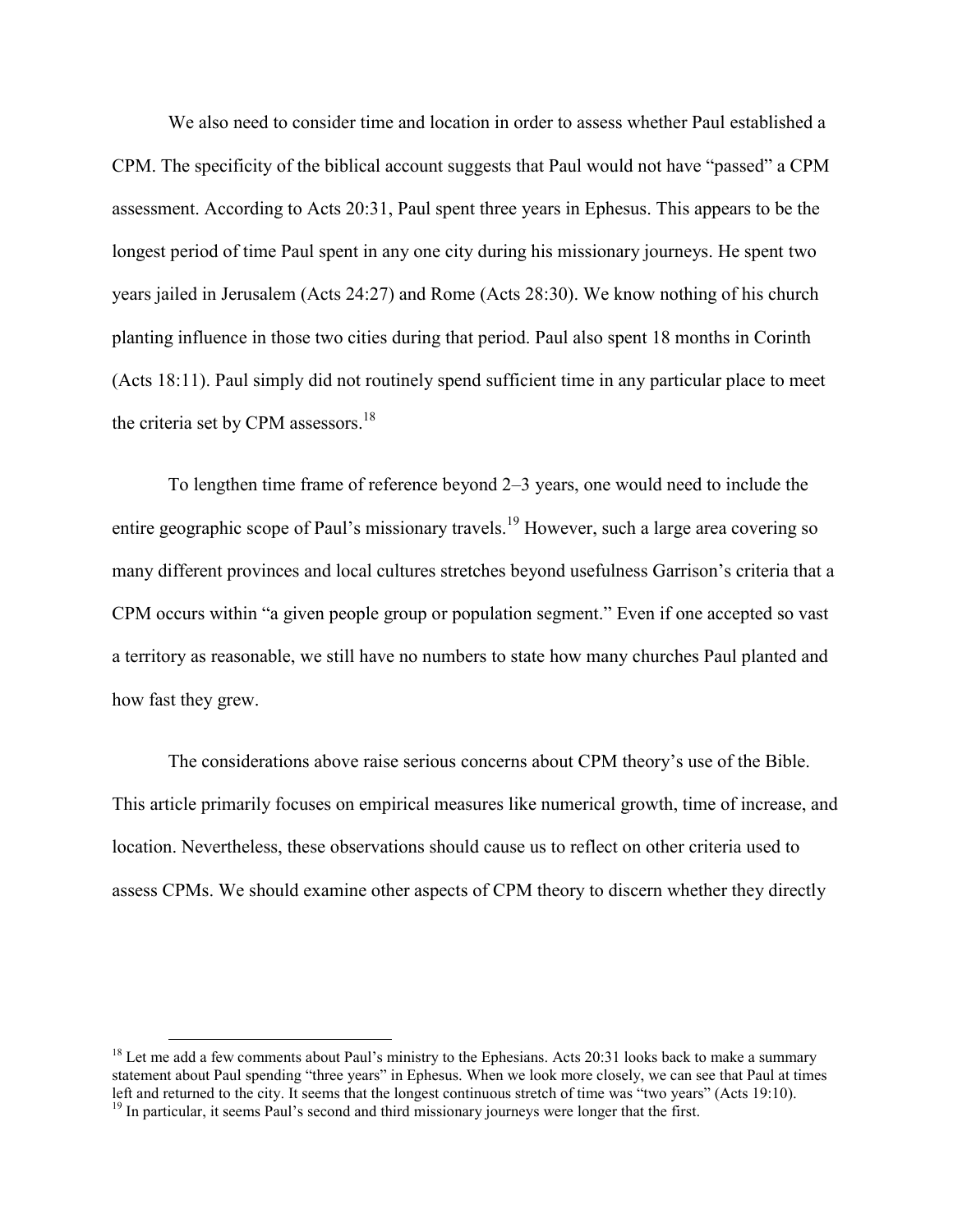We also need to consider time and location in order to assess whether Paul established a CPM. The specificity of the biblical account suggests that Paul would not have "passed" a CPM assessment. According to Acts 20:31, Paul spent three years in Ephesus. This appears to be the longest period of time Paul spent in any one city during his missionary journeys. He spent two years jailed in Jerusalem (Acts 24:27) and Rome (Acts 28:30). We know nothing of his church planting influence in those two cities during that period. Paul also spent 18 months in Corinth (Acts 18:11). Paul simply did not routinely spend sufficient time in any particular place to meet the criteria set by CPM assessors.[18]

To lengthen time frame of reference beyond 2–3 years, one would need to include the entire geographic scope of Paul's missionary travels.[19] However, such a large area covering so many different provinces and local cultures stretches beyond usefulness Garrison's criteria that a CPM occurs within "a given people group or population segment." Even if one accepted so vast a territory as reasonable, we still have no numbers to state how many churches Paul planted and how fast they grew.

The considerations above raise serious concerns about CPM theory's use of the Bible. This article primarily focuses on empirical measures like numerical growth, time of increase, and location. Nevertheless, these observations should cause us to reflect on other criteria used to assess CPMs. We should examine other aspects of CPM theory to discern whether they directly

---

[18] Let me add a few comments about Paul's ministry to the Ephesians. Acts 20:31 looks back to make a summary statement about Paul spending "three years" in Ephesus. When we look more closely, we can see that Paul at times left and returned to the city. It seems that the longest continuous stretch of time was "two years" (Acts 19:10).

[19] In particular, it seems Paul's second and third missionary journeys were longer that the first.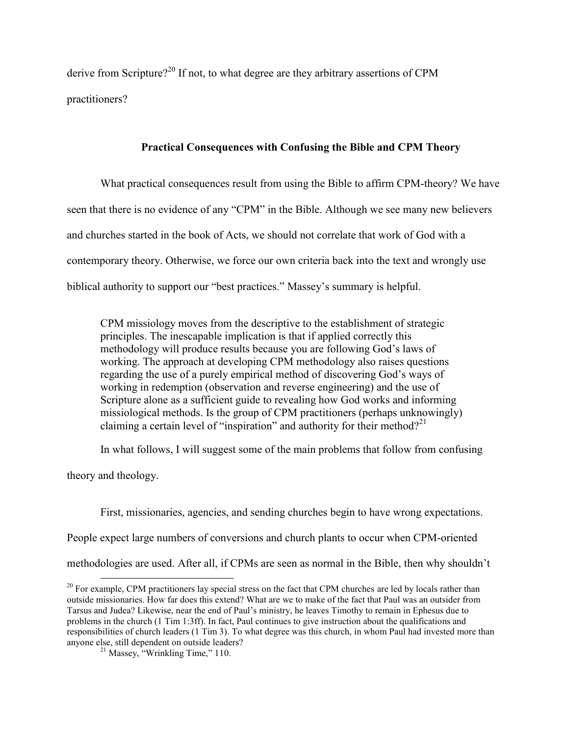derive from Scripture?[20] If not, to what degree are they arbitrary assertions of CPM practitioners?

## Practical Consequences with Confusing the Bible and CPM Theory

What practical consequences result from using the Bible to affirm CPM-theory? We have seen that there is no evidence of any "CPM" in the Bible. Although we see many new believers and churches started in the book of Acts, we should not correlate that work of God with a contemporary theory. Otherwise, we force our own criteria back into the text and wrongly use biblical authority to support our "best practices." Massey's summary is helpful.

> CPM missiology moves from the descriptive to the establishment of strategic principles. The inescapable implication is that if applied correctly this methodology will produce results because you are following God's laws of working. The approach at developing CPM methodology also raises questions regarding the use of a purely empirical method of discovering God's ways of working in redemption (observation and reverse engineering) and the use of Scripture alone as a sufficient guide to revealing how God works and informing missiological methods. Is the group of CPM practitioners (perhaps unknowingly) claiming a certain level of "inspiration" and authority for their method?[21]

In what follows, I will suggest some of the main problems that follow from confusing theory and theology.

First, missionaries, agencies, and sending churches begin to have wrong expectations. People expect large numbers of conversions and church plants to occur when CPM-oriented methodologies are used. After all, if CPMs are seen as normal in the Bible, then why shouldn't

---

[20] For example, CPM practitioners lay special stress on the fact that CPM churches are led by locals rather than outside missionaries. How far does this extend? What are we to make of the fact that Paul was an outsider from Tarsus and Judea? Likewise, near the end of Paul's ministry, he leaves Timothy to remain in Ephesus due to problems in the church (1 Tim 1:3ff). In fact, Paul continues to give instruction about the qualifications and responsibilities of church leaders (1 Tim 3). To what degree was this church, in whom Paul had invested more than anyone else, still dependent on outside leaders?

[21] Massey, "Wrinkling Time," 110.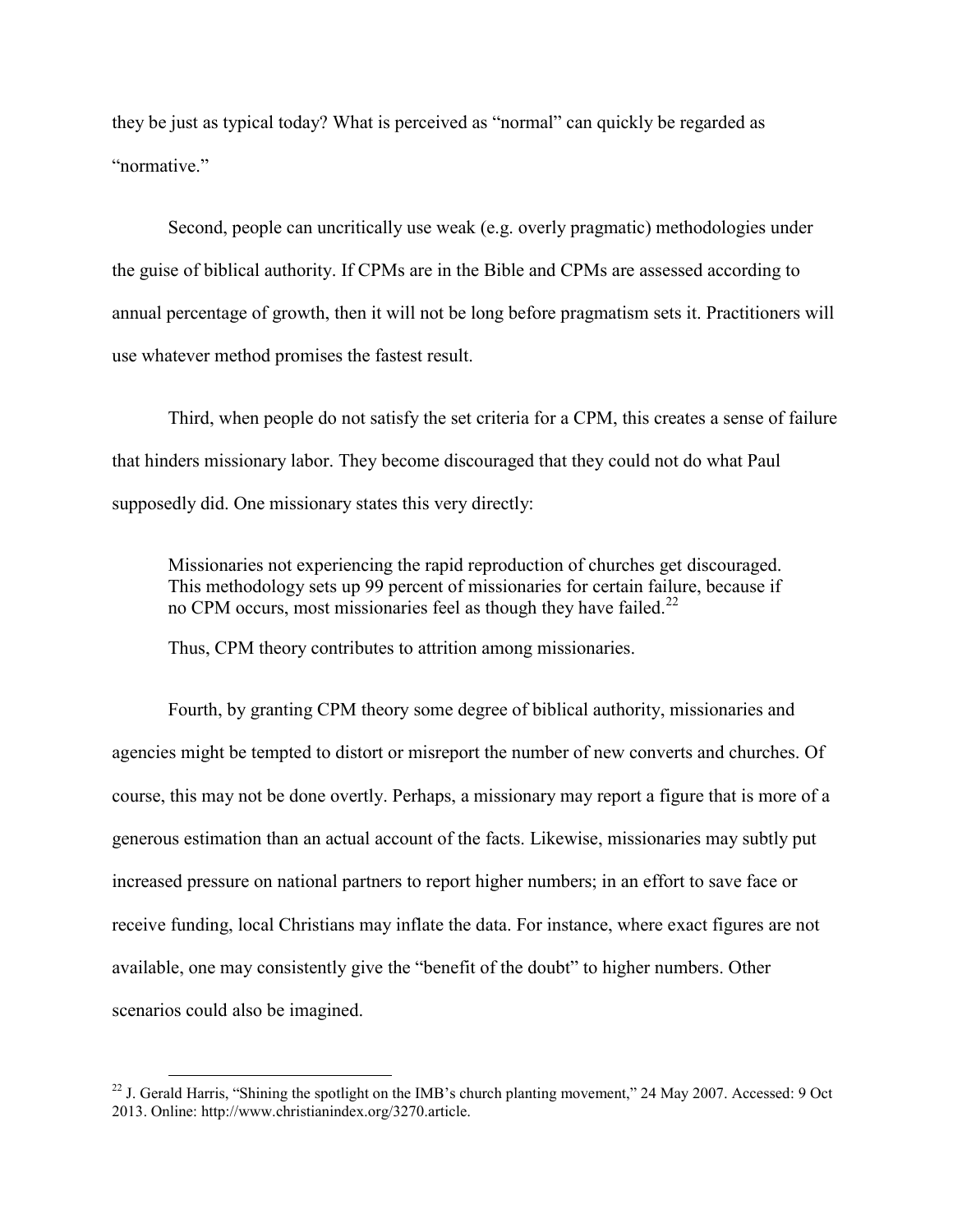they be just as typical today? What is perceived as "normal" can quickly be regarded as "normative."

Second, people can uncritically use weak (e.g. overly pragmatic) methodologies under the guise of biblical authority. If CPMs are in the Bible and CPMs are assessed according to annual percentage of growth, then it will not be long before pragmatism sets it. Practitioners will use whatever method promises the fastest result.

Third, when people do not satisfy the set criteria for a CPM, this creates a sense of failure that hinders missionary labor. They become discouraged that they could not do what Paul supposedly did. One missionary states this very directly:

> Missionaries not experiencing the rapid reproduction of churches get discouraged. This methodology sets up 99 percent of missionaries for certain failure, because if no CPM occurs, most missionaries feel as though they have failed.[22]

Thus, CPM theory contributes to attrition among missionaries.

Fourth, by granting CPM theory some degree of biblical authority, missionaries and agencies might be tempted to distort or misreport the number of new converts and churches. Of course, this may not be done overtly. Perhaps, a missionary may report a figure that is more of a generous estimation than an actual account of the facts. Likewise, missionaries may subtly put increased pressure on national partners to report higher numbers; in an effort to save face or receive funding, local Christians may inflate the data. For instance, where exact figures are not available, one may consistently give the "benefit of the doubt" to higher numbers. Other scenarios could also be imagined.

---

[22] J. Gerald Harris, "Shining the spotlight on the IMB's church planting movement," 24 May 2007. Accessed: 9 Oct 2013. Online: http://www.christianindex.org/3270.article.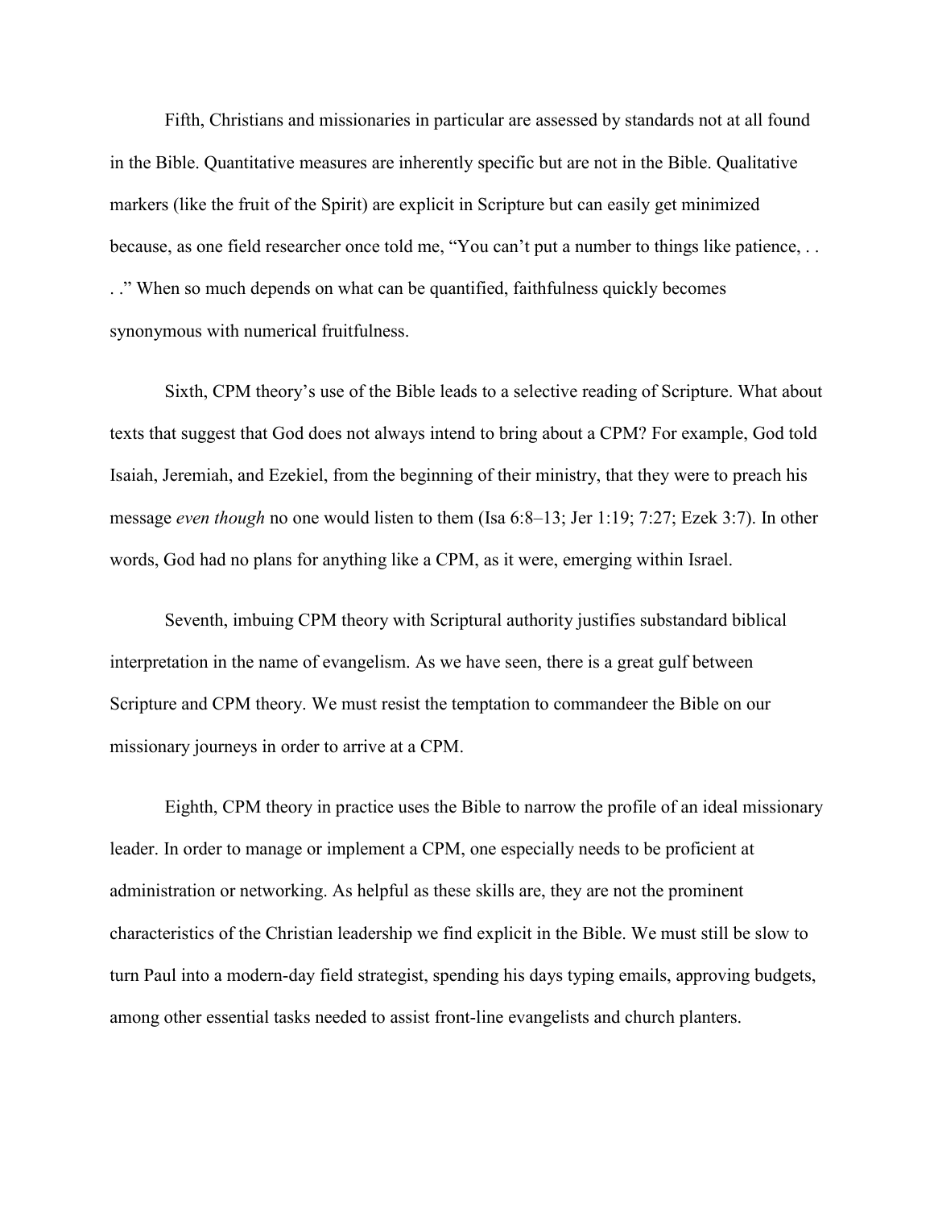Fifth, Christians and missionaries in particular are assessed by standards not at all found in the Bible. Quantitative measures are inherently specific but are not in the Bible. Qualitative markers (like the fruit of the Spirit) are explicit in Scripture but can easily get minimized because, as one field researcher once told me, "You can't put a number to things like patience, . . . ." When so much depends on what can be quantified, faithfulness quickly becomes synonymous with numerical fruitfulness.

Sixth, CPM theory's use of the Bible leads to a selective reading of Scripture. What about texts that suggest that God does not always intend to bring about a CPM? For example, God told Isaiah, Jeremiah, and Ezekiel, from the beginning of their ministry, that they were to preach his message *even though* no one would listen to them (Isa 6:8–13; Jer 1:19; 7:27; Ezek 3:7). In other words, God had no plans for anything like a CPM, as it were, emerging within Israel.

Seventh, imbuing CPM theory with Scriptural authority justifies substandard biblical interpretation in the name of evangelism. As we have seen, there is a great gulf between Scripture and CPM theory. We must resist the temptation to commandeer the Bible on our missionary journeys in order to arrive at a CPM.

Eighth, CPM theory in practice uses the Bible to narrow the profile of an ideal missionary leader. In order to manage or implement a CPM, one especially needs to be proficient at administration or networking. As helpful as these skills are, they are not the prominent characteristics of the Christian leadership we find explicit in the Bible. We must still be slow to turn Paul into a modern-day field strategist, spending his days typing emails, approving budgets, among other essential tasks needed to assist front-line evangelists and church planters.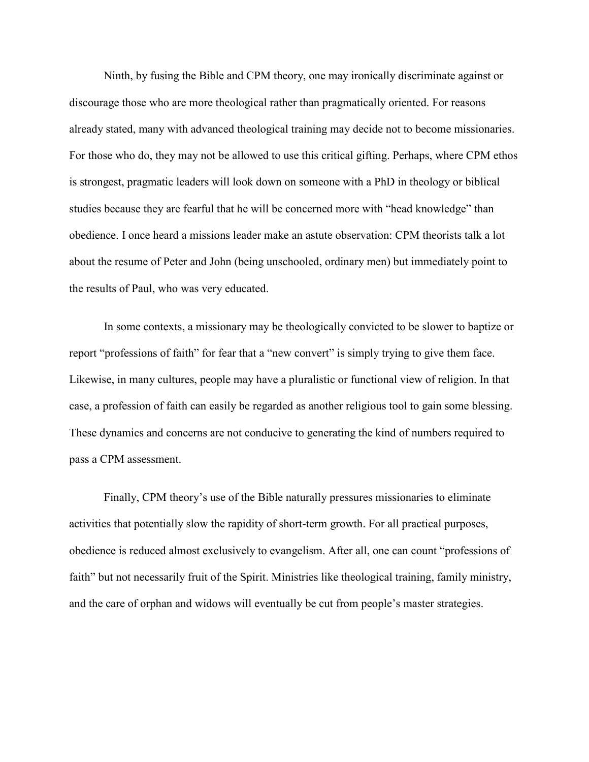Ninth, by fusing the Bible and CPM theory, one may ironically discriminate against or discourage those who are more theological rather than pragmatically oriented. For reasons already stated, many with advanced theological training may decide not to become missionaries. For those who do, they may not be allowed to use this critical gifting. Perhaps, where CPM ethos is strongest, pragmatic leaders will look down on someone with a PhD in theology or biblical studies because they are fearful that he will be concerned more with "head knowledge" than obedience. I once heard a missions leader make an astute observation: CPM theorists talk a lot about the resume of Peter and John (being unschooled, ordinary men) but immediately point to the results of Paul, who was very educated.

In some contexts, a missionary may be theologically convicted to be slower to baptize or report "professions of faith" for fear that a "new convert" is simply trying to give them face. Likewise, in many cultures, people may have a pluralistic or functional view of religion. In that case, a profession of faith can easily be regarded as another religious tool to gain some blessing. These dynamics and concerns are not conducive to generating the kind of numbers required to pass a CPM assessment.

Finally, CPM theory's use of the Bible naturally pressures missionaries to eliminate activities that potentially slow the rapidity of short-term growth. For all practical purposes, obedience is reduced almost exclusively to evangelism. After all, one can count "professions of faith" but not necessarily fruit of the Spirit. Ministries like theological training, family ministry, and the care of orphan and widows will eventually be cut from people's master strategies.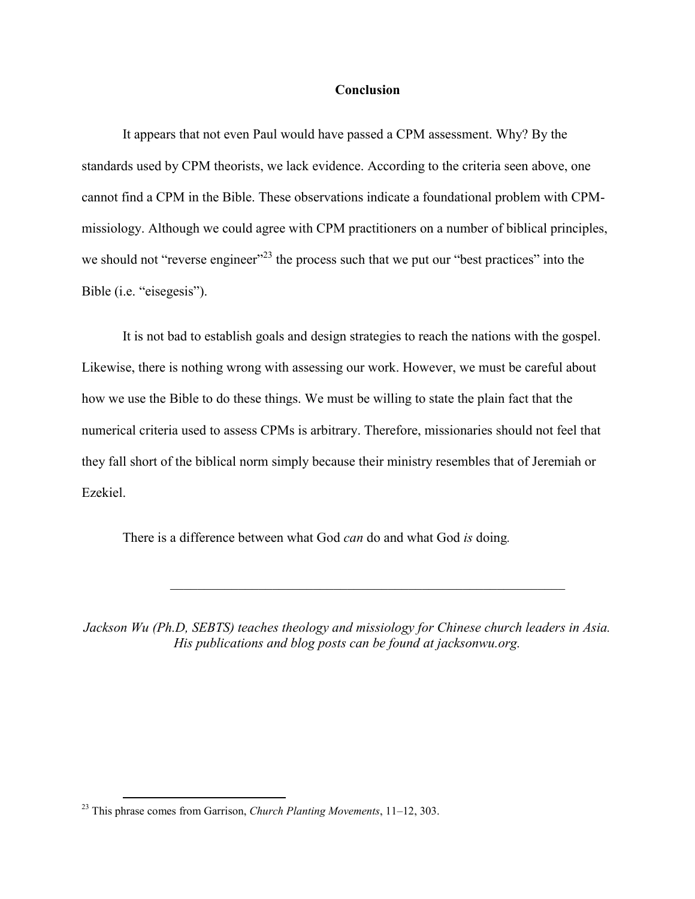## Conclusion

It appears that not even Paul would have passed a CPM assessment. Why? By the standards used by CPM theorists, we lack evidence. According to the criteria seen above, one cannot find a CPM in the Bible. These observations indicate a foundational problem with CPM-missiology. Although we could agree with CPM practitioners on a number of biblical principles, we should not "reverse engineer"[23] the process such that we put our "best practices" into the Bible (i.e. "eisegesis").

It is not bad to establish goals and design strategies to reach the nations with the gospel. Likewise, there is nothing wrong with assessing our work. However, we must be careful about how we use the Bible to do these things. We must be willing to state the plain fact that the numerical criteria used to assess CPMs is arbitrary. Therefore, missionaries should not feel that they fall short of the biblical norm simply because their ministry resembles that of Jeremiah or Ezekiel.

There is a difference between what God *can* do and what God *is* doing.

---

*Jackson Wu (Ph.D, SEBTS) teaches theology and missiology for Chinese church leaders in Asia. His publications and blog posts can be found at jacksonwu.org.*

---

[23] This phrase comes from Garrison, *Church Planting Movements*, 11–12, 303.